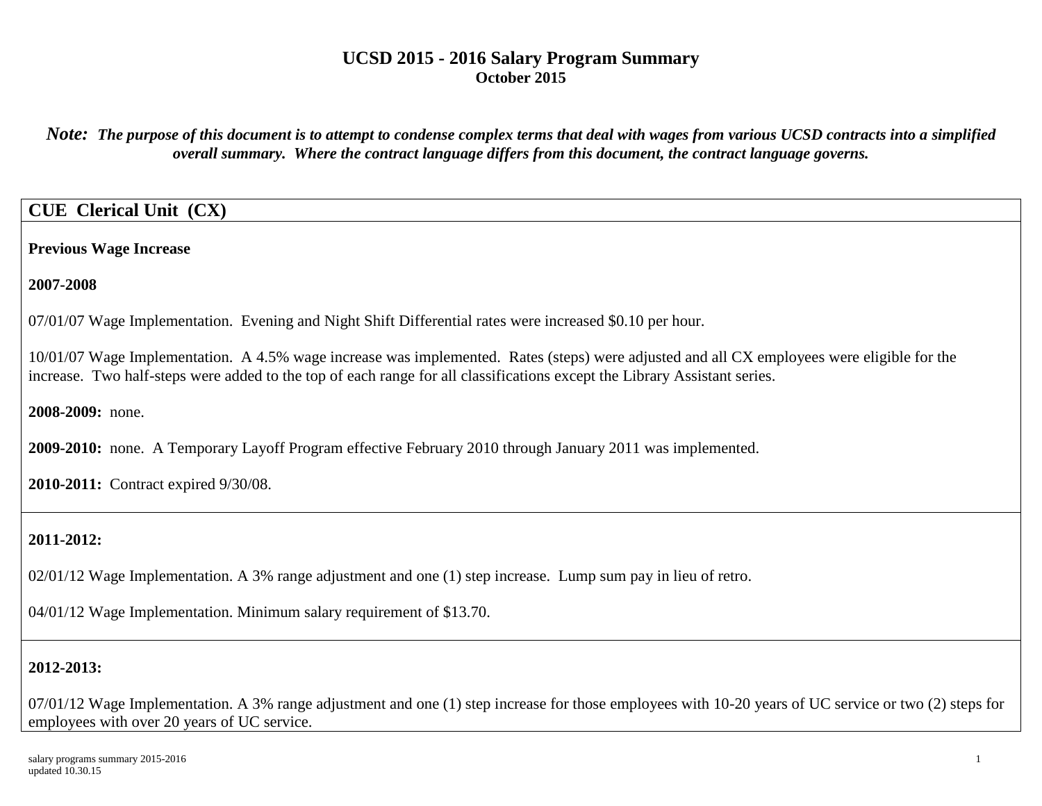# UCSD 2015 - 2016 Salary Program Summary

**October 2015**

***Note:*** ***The purpose of this document is to attempt to condense complex terms that deal with wages from various UCSD contracts into a simplified overall summary. Where the contract language differs from this document, the contract language governs.***

## CUE Clerical Unit (CX)

**Previous Wage Increase**

**2007-2008**

07/01/07 Wage Implementation. Evening and Night Shift Differential rates were increased $0.10 per hour.

10/01/07 Wage Implementation. A 4.5% wage increase was implemented. Rates (steps) were adjusted and all CX employees were eligible for the increase. Two half-steps were added to the top of each range for all classifications except the Library Assistant series.

**2008-2009:** none.

**2009-2010:** none. A Temporary Layoff Program effective February 2010 through January 2011 was implemented.

**2010-2011:** Contract expired 9/30/08.

**2011-2012:**

02/01/12 Wage Implementation. A 3% range adjustment and one (1) step increase. Lump sum pay in lieu of retro.

04/01/12 Wage Implementation. Minimum salary requirement of $13.70.

**2012-2013:**

07/01/12 Wage Implementation. A 3% range adjustment and one (1) step increase for those employees with 10-20 years of UC service or two (2) steps for employees with over 20 years of UC service.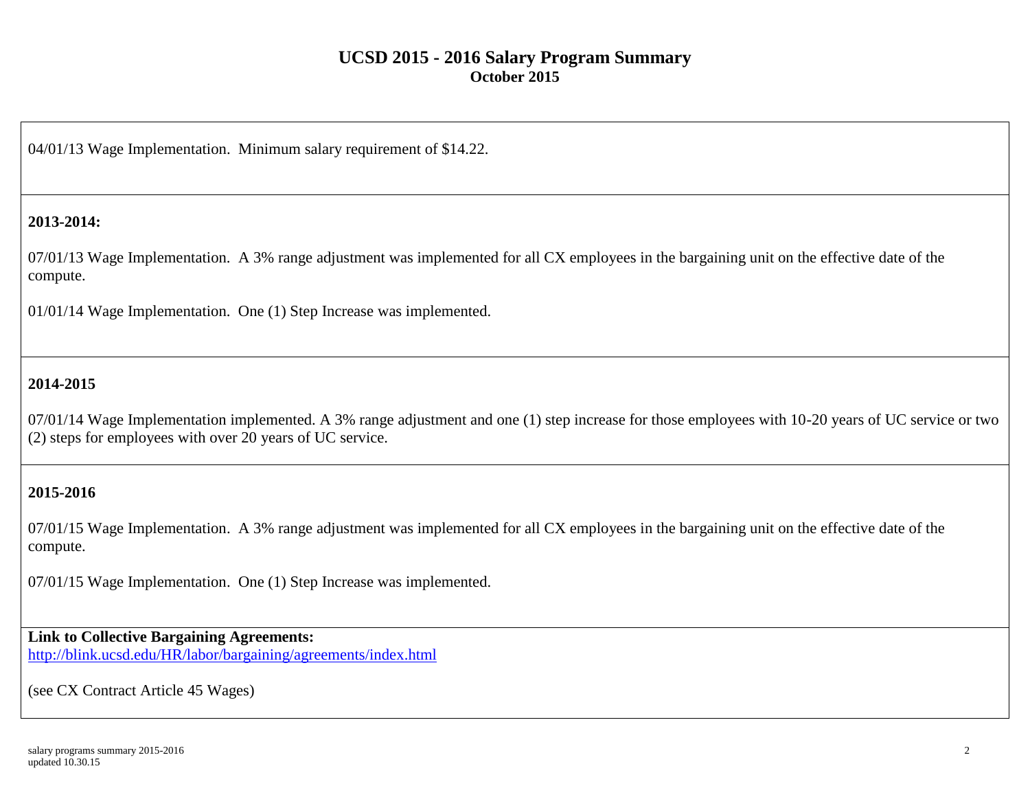# UCSD 2015 - 2016 Salary Program Summary
**October 2015**

04/01/13 Wage Implementation. Minimum salary requirement of $14.22.

**2013-2014:**

07/01/13 Wage Implementation. A 3% range adjustment was implemented for all CX employees in the bargaining unit on the effective date of the compute.

01/01/14 Wage Implementation. One (1) Step Increase was implemented.

**2014-2015**

07/01/14 Wage Implementation implemented. A 3% range adjustment and one (1) step increase for those employees with 10-20 years of UC service or two (2) steps for employees with over 20 years of UC service.

**2015-2016**

07/01/15 Wage Implementation. A 3% range adjustment was implemented for all CX employees in the bargaining unit on the effective date of the compute.

07/01/15 Wage Implementation. One (1) Step Increase was implemented.

**Link to Collective Bargaining Agreements:**
[http://blink.ucsd.edu/HR/labor/bargaining/agreements/index.html](http://blink.ucsd.edu/HR/labor/bargaining/agreements/index.html)

(see CX Contract Article 45 Wages)

salary programs summary 2015-2016
updated 10.30.15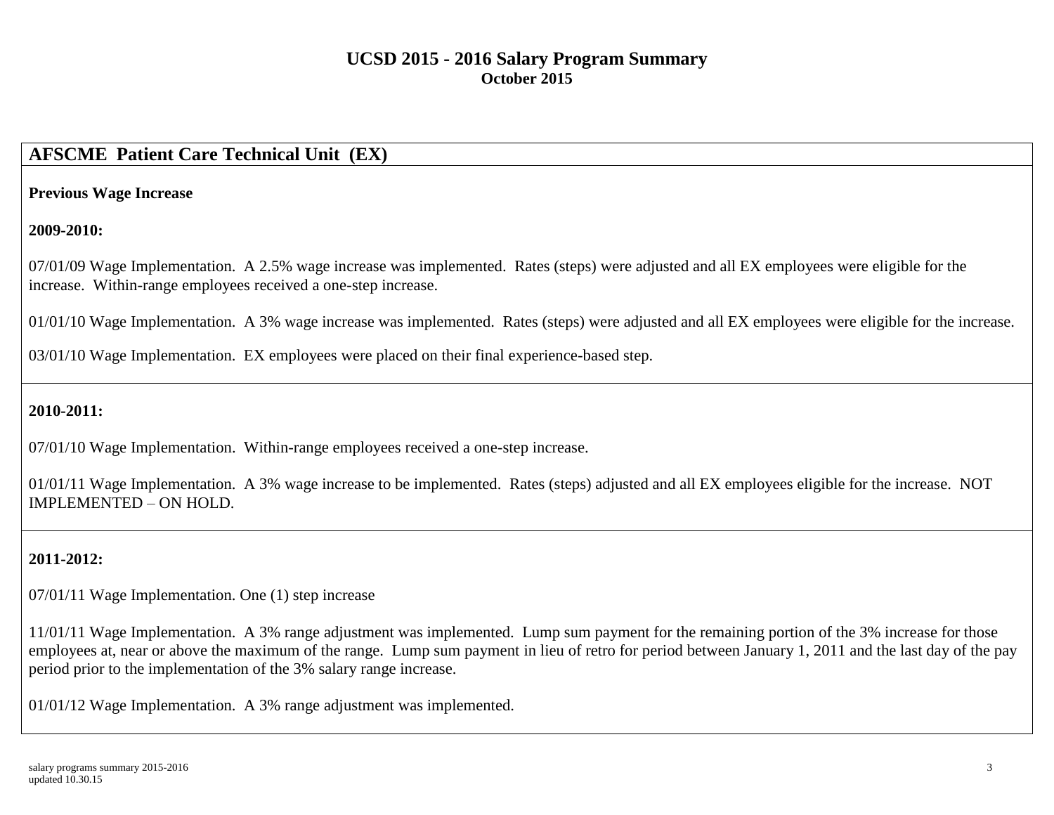# UCSD 2015 - 2016 Salary Program Summary
**October 2015**

## AFSCME Patient Care Technical Unit (EX)

**Previous Wage Increase**

**2009-2010:**

07/01/09 Wage Implementation. A 2.5% wage increase was implemented. Rates (steps) were adjusted and all EX employees were eligible for the increase. Within-range employees received a one-step increase.

01/01/10 Wage Implementation. A 3% wage increase was implemented. Rates (steps) were adjusted and all EX employees were eligible for the increase.

03/01/10 Wage Implementation. EX employees were placed on their final experience-based step.

**2010-2011:**

07/01/10 Wage Implementation. Within-range employees received a one-step increase.

01/01/11 Wage Implementation. A 3% wage increase to be implemented. Rates (steps) adjusted and all EX employees eligible for the increase. NOT IMPLEMENTED – ON HOLD.

**2011-2012:**

07/01/11 Wage Implementation. One (1) step increase

11/01/11 Wage Implementation. A 3% range adjustment was implemented. Lump sum payment for the remaining portion of the 3% increase for those employees at, near or above the maximum of the range. Lump sum payment in lieu of retro for period between January 1, 2011 and the last day of the pay period prior to the implementation of the 3% salary range increase.

01/01/12 Wage Implementation. A 3% range adjustment was implemented.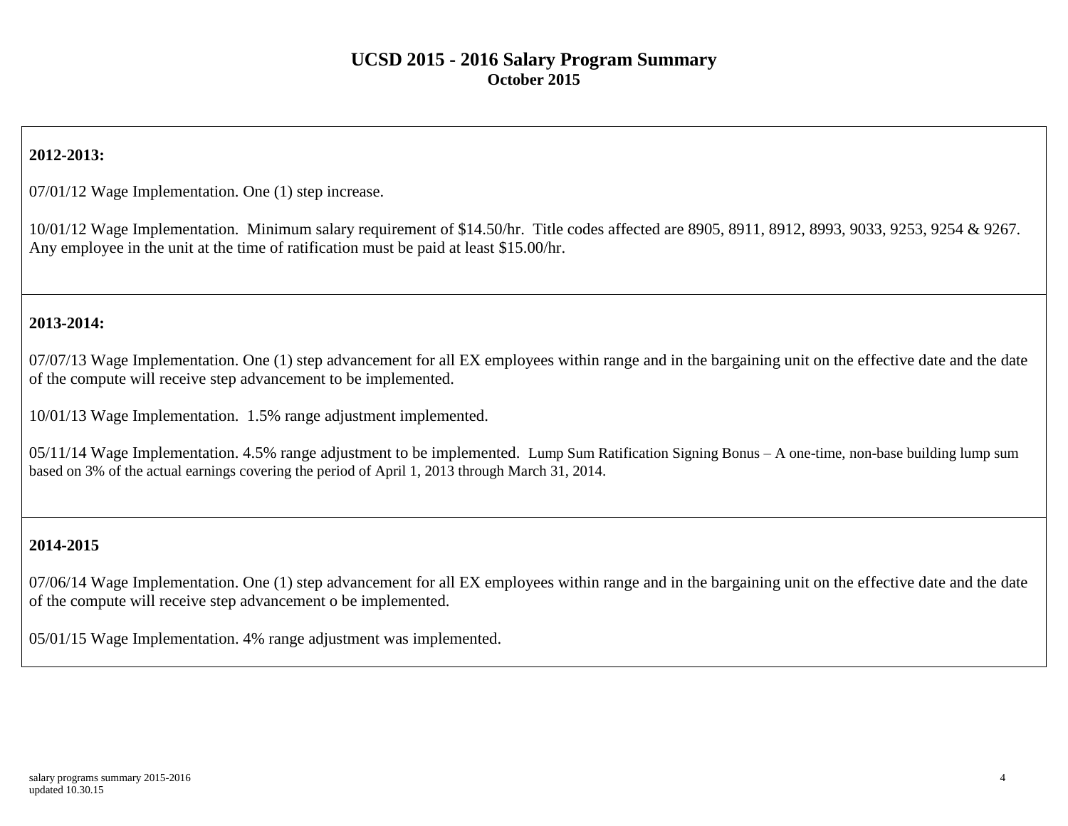## UCSD 2015 - 2016 Salary Program Summary
### October 2015

**2012-2013:**

07/01/12 Wage Implementation. One (1) step increase.

10/01/12 Wage Implementation. Minimum salary requirement of $14.50/hr. Title codes affected are 8905, 8911, 8912, 8993, 9033, 9253, 9254 & 9267. Any employee in the unit at the time of ratification must be paid at least $15.00/hr.

**2013-2014:**

07/07/13 Wage Implementation. One (1) step advancement for all EX employees within range and in the bargaining unit on the effective date and the date of the compute will receive step advancement to be implemented.

10/01/13 Wage Implementation. 1.5% range adjustment implemented.

05/11/14 Wage Implementation. 4.5% range adjustment to be implemented. Lump Sum Ratification Signing Bonus – A one-time, non-base building lump sum based on 3% of the actual earnings covering the period of April 1, 2013 through March 31, 2014.

**2014-2015**

07/06/14 Wage Implementation. One (1) step advancement for all EX employees within range and in the bargaining unit on the effective date and the date of the compute will receive step advancement o be implemented.

05/01/15 Wage Implementation. 4% range adjustment was implemented.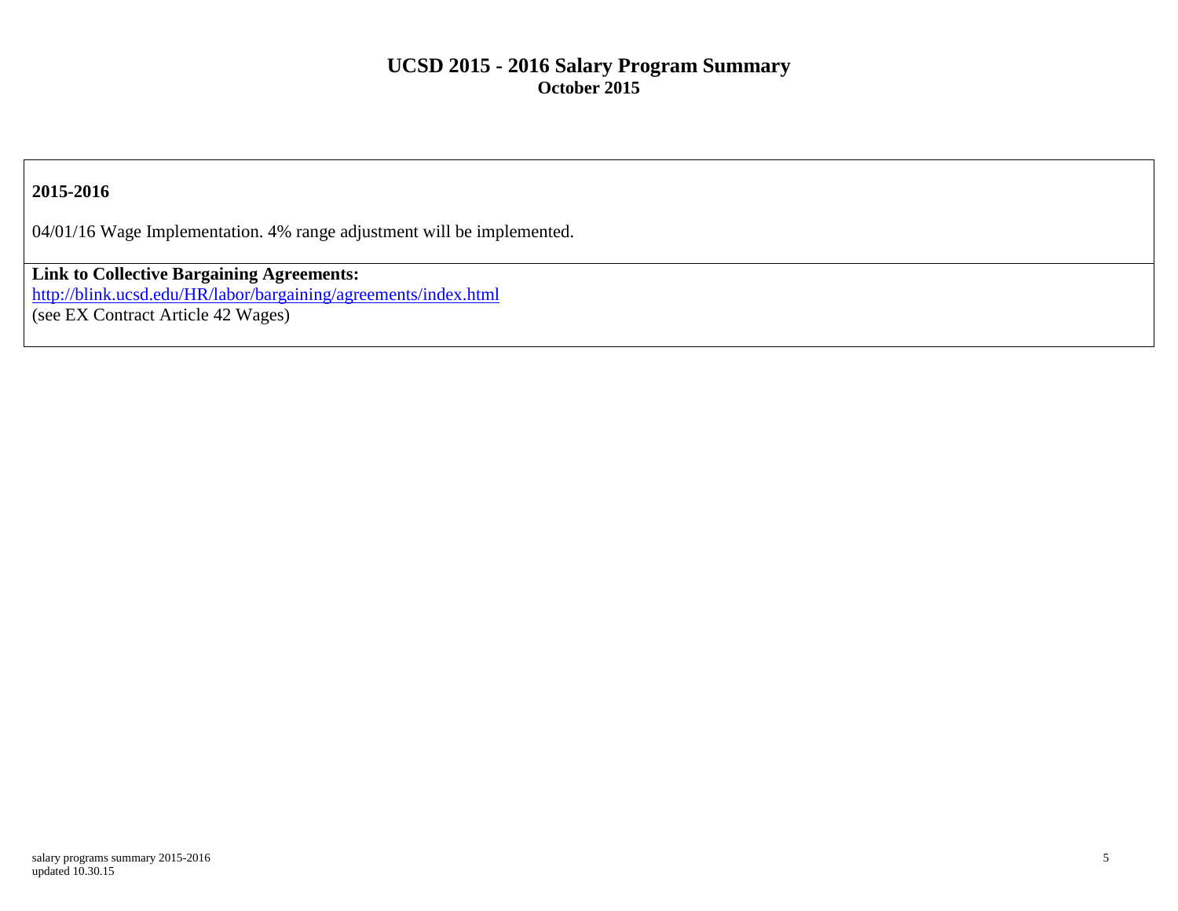# UCSD 2015 - 2016 Salary Program Summary
## October 2015

**2015-2016**

04/01/16 Wage Implementation. 4% range adjustment will be implemented.

**Link to Collective Bargaining Agreements:**
http://blink.ucsd.edu/HR/labor/bargaining/agreements/index.html
(see EX Contract Article 42 Wages)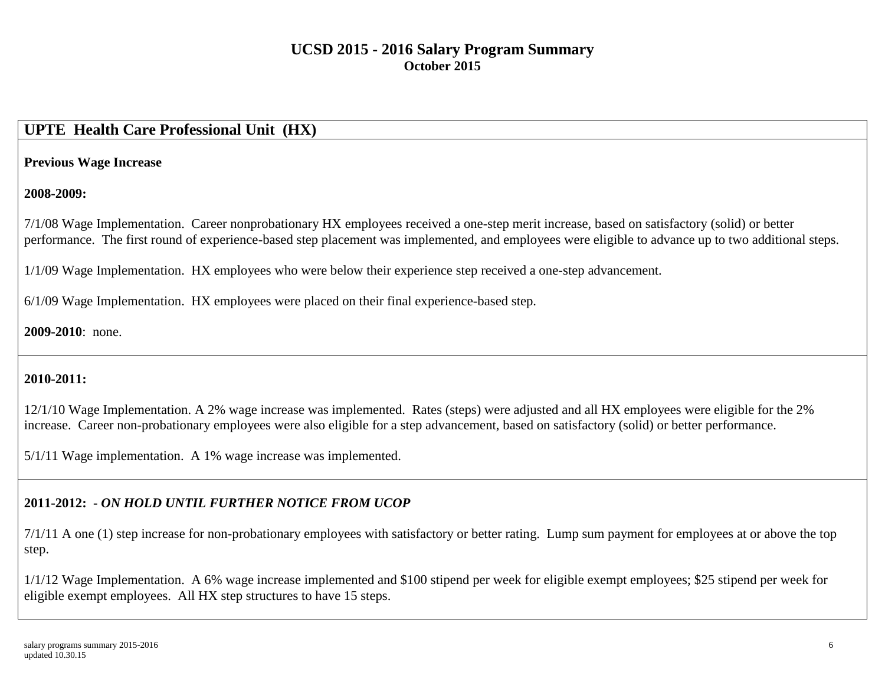# UCSD 2015 - 2016 Salary Program Summary

**October 2015**

## UPTE Health Care Professional Unit (HX)

**Previous Wage Increase**

**2008-2009:**

7/1/08 Wage Implementation. Career nonprobationary HX employees received a one-step merit increase, based on satisfactory (solid) or better performance. The first round of experience-based step placement was implemented, and employees were eligible to advance up to two additional steps.

1/1/09 Wage Implementation. HX employees who were below their experience step received a one-step advancement.

6/1/09 Wage Implementation. HX employees were placed on their final experience-based step.

**2009-2010**: none.

**2010-2011:**

12/1/10 Wage Implementation. A 2% wage increase was implemented. Rates (steps) were adjusted and all HX employees were eligible for the 2% increase. Career non-probationary employees were also eligible for a step advancement, based on satisfactory (solid) or better performance.

5/1/11 Wage implementation. A 1% wage increase was implemented.

**2011-2012: *- ON HOLD UNTIL FURTHER NOTICE FROM UCOP***

7/1/11 A one (1) step increase for non-probationary employees with satisfactory or better rating. Lump sum payment for employees at or above the top step.

1/1/12 Wage Implementation. A 6% wage increase implemented and $100 stipend per week for eligible exempt employees; $25 stipend per week for eligible exempt employees. All HX step structures to have 15 steps.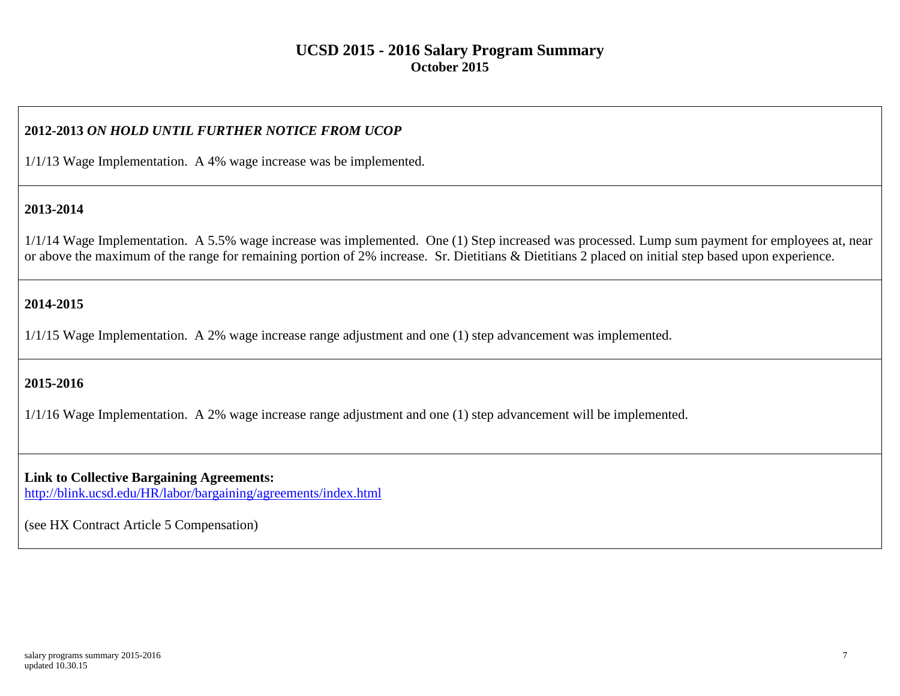# UCSD 2015 - 2016 Salary Program Summary
## October 2015

**2012-2013** ***ON HOLD UNTIL FURTHER NOTICE FROM UCOP***

1/1/13 Wage Implementation. A 4% wage increase was be implemented.

**2013-2014**

1/1/14 Wage Implementation. A 5.5% wage increase was implemented. One (1) Step increased was processed. Lump sum payment for employees at, near or above the maximum of the range for remaining portion of 2% increase. Sr. Dietitians & Dietitians 2 placed on initial step based upon experience.

**2014-2015**

1/1/15 Wage Implementation. A 2% wage increase range adjustment and one (1) step advancement was implemented.

**2015-2016**

1/1/16 Wage Implementation. A 2% wage increase range adjustment and one (1) step advancement will be implemented.

**Link to Collective Bargaining Agreements:**
http://blink.ucsd.edu/HR/labor/bargaining/agreements/index.html

(see HX Contract Article 5 Compensation)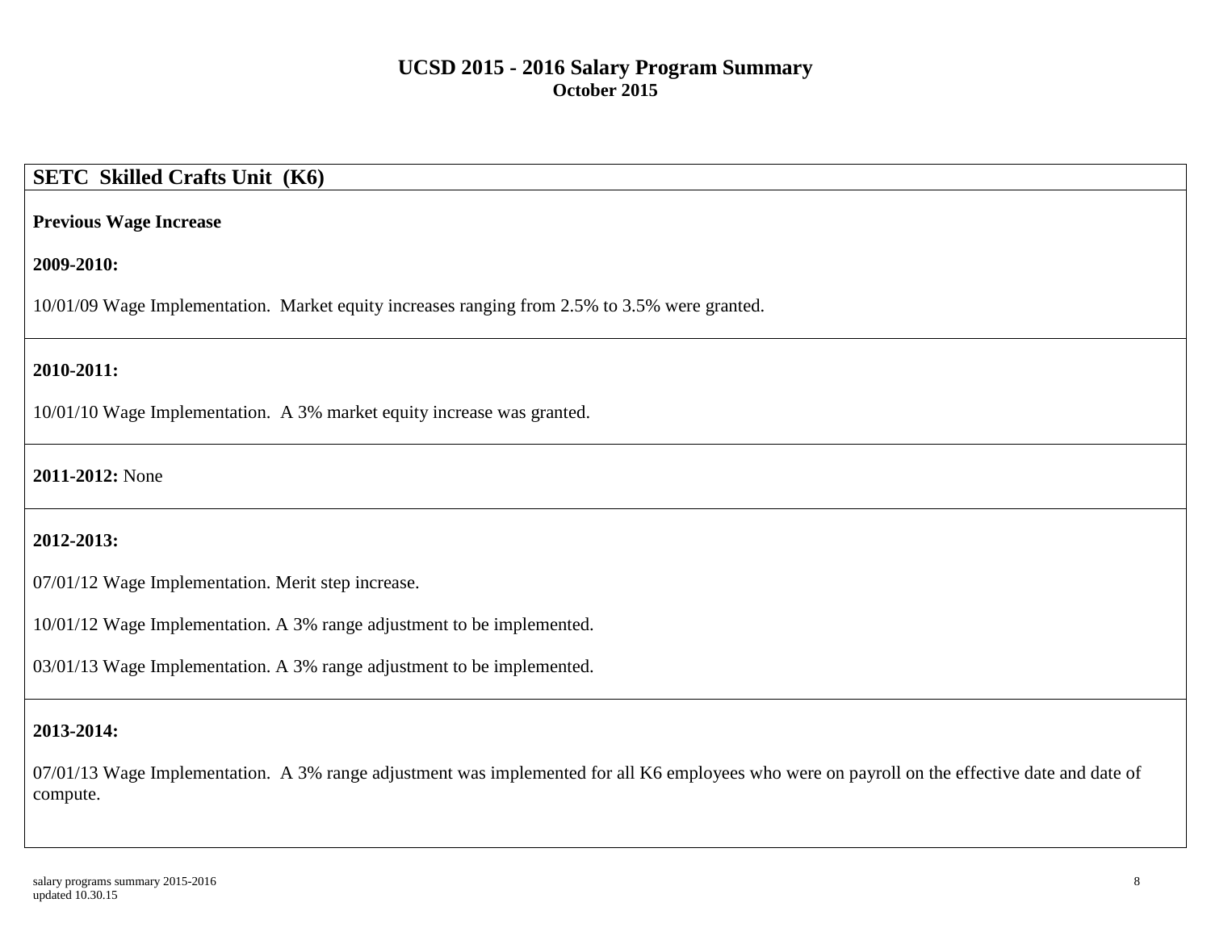# UCSD 2015 - 2016 Salary Program Summary
**October 2015**

## SETC Skilled Crafts Unit (K6)

**Previous Wage Increase**

**2009-2010:**

10/01/09 Wage Implementation. Market equity increases ranging from 2.5% to 3.5% were granted.

**2010-2011:**

10/01/10 Wage Implementation. A 3% market equity increase was granted.

**2011-2012:** None

**2012-2013:**

07/01/12 Wage Implementation. Merit step increase.

10/01/12 Wage Implementation. A 3% range adjustment to be implemented.

03/01/13 Wage Implementation. A 3% range adjustment to be implemented.

**2013-2014:**

07/01/13 Wage Implementation. A 3% range adjustment was implemented for all K6 employees who were on payroll on the effective date and date of compute.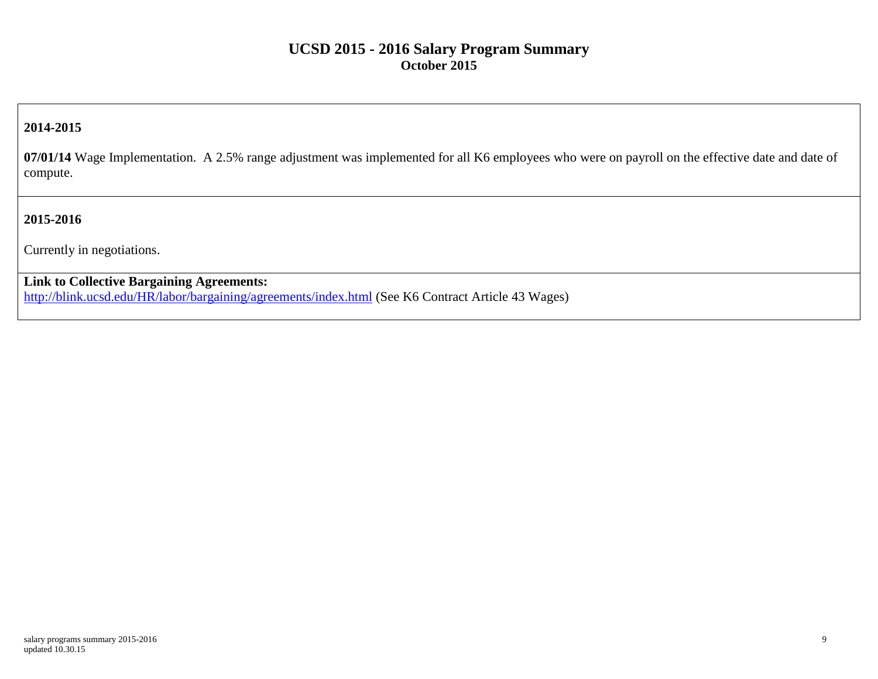# UCSD 2015 - 2016 Salary Program Summary
**October 2015**

**2014-2015**

**07/01/14** Wage Implementation. A 2.5% range adjustment was implemented for all K6 employees who were on payroll on the effective date and date of compute.

**2015-2016**

Currently in negotiations.

**Link to Collective Bargaining Agreements:**
http://blink.ucsd.edu/HR/labor/bargaining/agreements/index.html (See K6 Contract Article 43 Wages)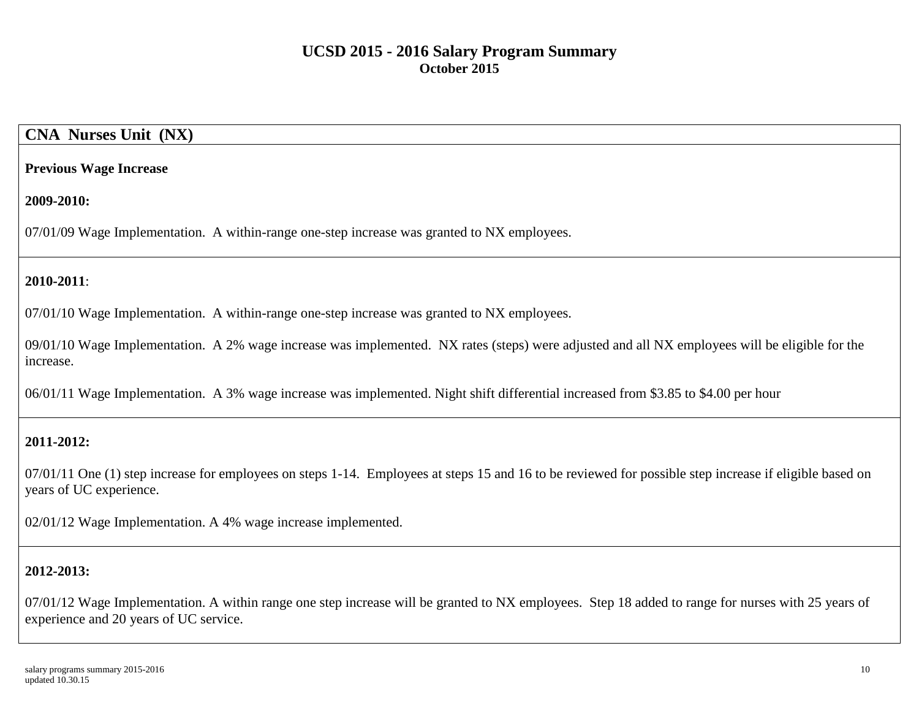# UCSD 2015 - 2016 Salary Program Summary
**October 2015**

## CNA Nurses Unit (NX)

**Previous Wage Increase**

**2009-2010:**

07/01/09 Wage Implementation. A within-range one-step increase was granted to NX employees.

**2010-2011**:

07/01/10 Wage Implementation. A within-range one-step increase was granted to NX employees.

09/01/10 Wage Implementation. A 2% wage increase was implemented. NX rates (steps) were adjusted and all NX employees will be eligible for the increase.

06/01/11 Wage Implementation. A 3% wage increase was implemented. Night shift differential increased from $3.85 to $4.00 per hour

**2011-2012:**

07/01/11 One (1) step increase for employees on steps 1-14. Employees at steps 15 and 16 to be reviewed for possible step increase if eligible based on years of UC experience.

02/01/12 Wage Implementation. A 4% wage increase implemented.

**2012-2013:**

07/01/12 Wage Implementation. A within range one step increase will be granted to NX employees. Step 18 added to range for nurses with 25 years of experience and 20 years of UC service.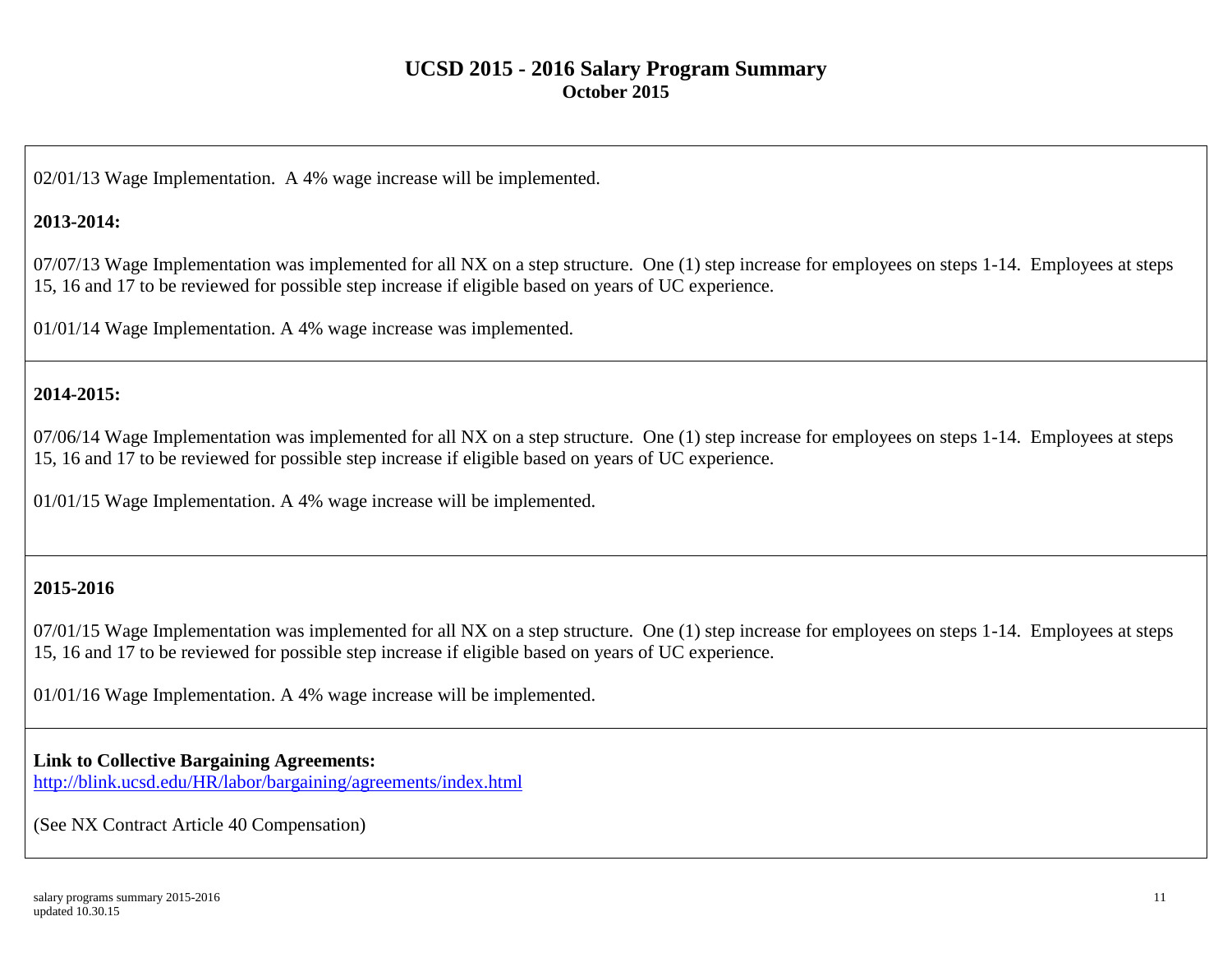# UCSD 2015 - 2016 Salary Program Summary

**October 2015**

02/01/13 Wage Implementation. A 4% wage increase will be implemented.

**2013-2014:**

07/07/13 Wage Implementation was implemented for all NX on a step structure. One (1) step increase for employees on steps 1-14. Employees at steps 15, 16 and 17 to be reviewed for possible step increase if eligible based on years of UC experience.

01/01/14 Wage Implementation. A 4% wage increase was implemented.

**2014-2015:**

07/06/14 Wage Implementation was implemented for all NX on a step structure. One (1) step increase for employees on steps 1-14. Employees at steps 15, 16 and 17 to be reviewed for possible step increase if eligible based on years of UC experience.

01/01/15 Wage Implementation. A 4% wage increase will be implemented.

**2015-2016**

07/01/15 Wage Implementation was implemented for all NX on a step structure. One (1) step increase for employees on steps 1-14. Employees at steps 15, 16 and 17 to be reviewed for possible step increase if eligible based on years of UC experience.

01/01/16 Wage Implementation. A 4% wage increase will be implemented.

**Link to Collective Bargaining Agreements:**
[http://blink.ucsd.edu/HR/labor/bargaining/agreements/index.html](http://blink.ucsd.edu/HR/labor/bargaining/agreements/index.html)

(See NX Contract Article 40 Compensation)

salary programs summary 2015-2016
updated 10.30.15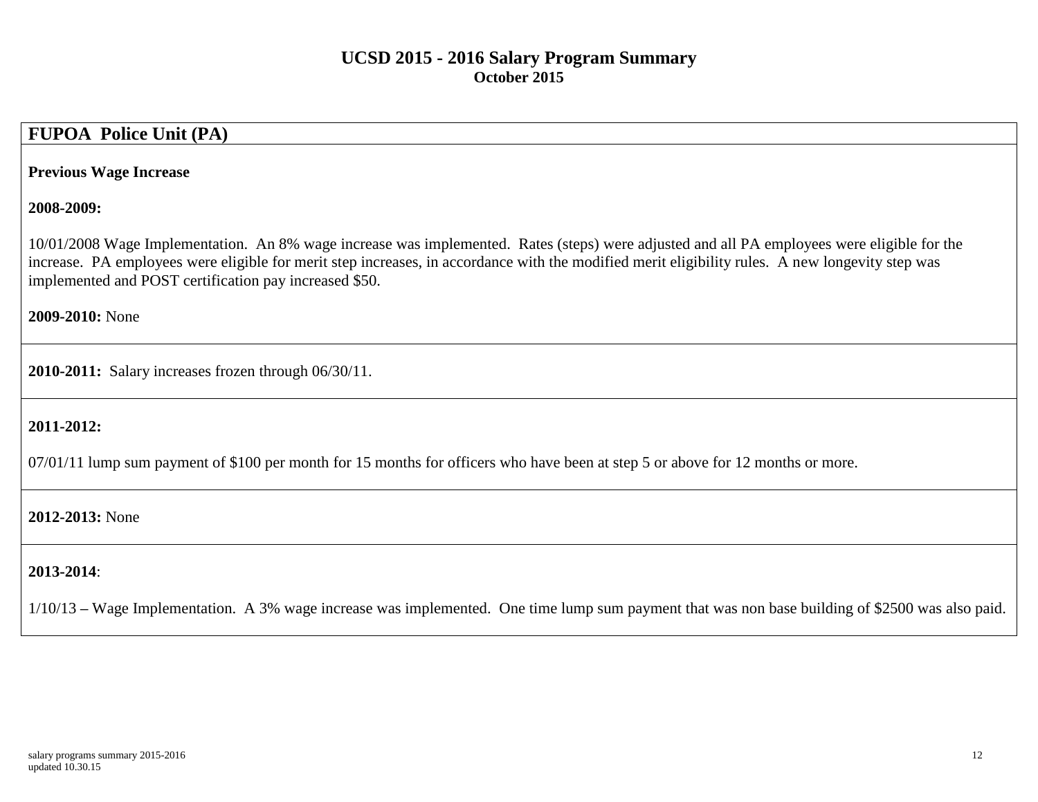# UCSD 2015 - 2016 Salary Program Summary
**October 2015**

## FUPOA Police Unit (PA)

**Previous Wage Increase**

**2008-2009:**

10/01/2008 Wage Implementation. An 8% wage increase was implemented. Rates (steps) were adjusted and all PA employees were eligible for the increase. PA employees were eligible for merit step increases, in accordance with the modified merit eligibility rules. A new longevity step was implemented and POST certification pay increased $50.

**2009-2010:** None

**2010-2011:** Salary increases frozen through 06/30/11.

**2011-2012:**

07/01/11 lump sum payment of $100 per month for 15 months for officers who have been at step 5 or above for 12 months or more.

**2012-2013:** None

**2013-2014**:

1/10/13 – Wage Implementation. A 3% wage increase was implemented. One time lump sum payment that was non base building of $2500 was also paid.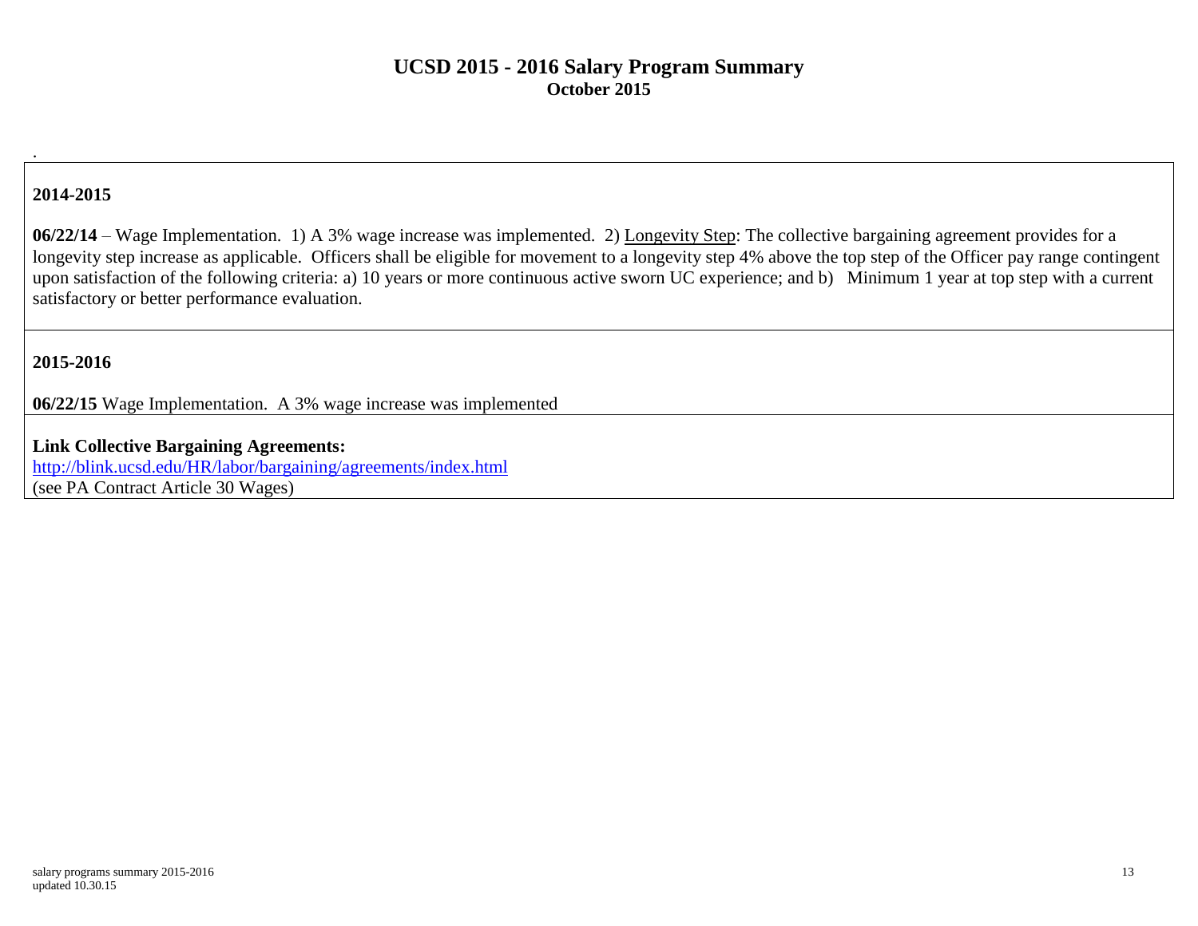# UCSD 2015 - 2016 Salary Program Summary
**October 2015**

.

## 2014-2015

**06/22/14** – Wage Implementation. 1) A 3% wage increase was implemented. 2) Longevity Step: The collective bargaining agreement provides for a longevity step increase as applicable. Officers shall be eligible for movement to a longevity step 4% above the top step of the Officer pay range contingent upon satisfaction of the following criteria: a) 10 years or more continuous active sworn UC experience; and b) Minimum 1 year at top step with a current satisfactory or better performance evaluation.

## 2015-2016

**06/22/15** Wage Implementation. A 3% wage increase was implemented

**Link Collective Bargaining Agreements:**
http://blink.ucsd.edu/HR/labor/bargaining/agreements/index.html
(see PA Contract Article 30 Wages)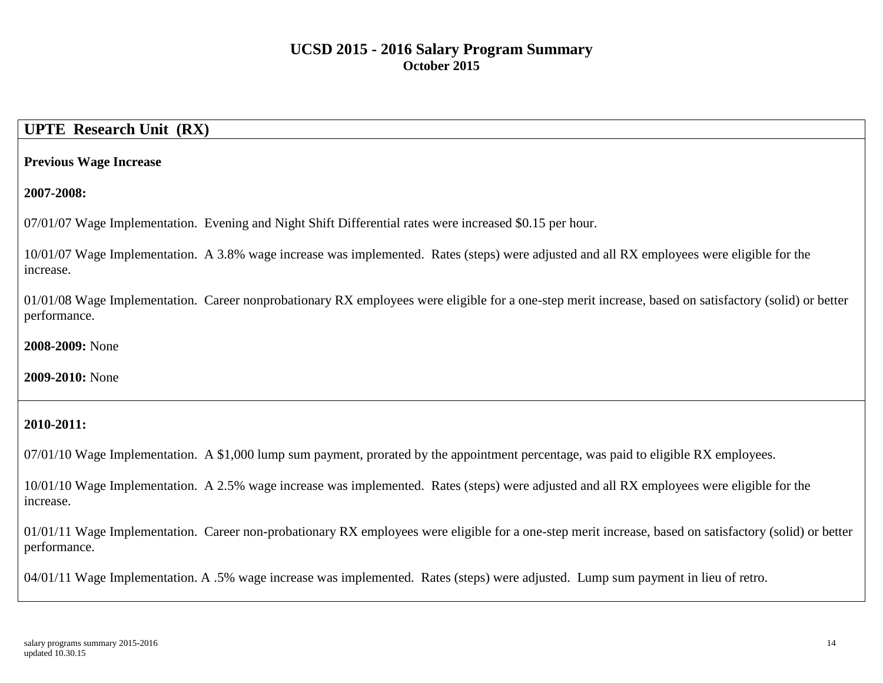# UCSD 2015 - 2016 Salary Program Summary

**October 2015**

## UPTE Research Unit (RX)

**Previous Wage Increase**

**2007-2008:**

07/01/07 Wage Implementation. Evening and Night Shift Differential rates were increased $0.15 per hour.

10/01/07 Wage Implementation. A 3.8% wage increase was implemented. Rates (steps) were adjusted and all RX employees were eligible for the increase.

01/01/08 Wage Implementation. Career nonprobationary RX employees were eligible for a one-step merit increase, based on satisfactory (solid) or better performance.

**2008-2009:** None

**2009-2010:** None

**2010-2011:**

07/01/10 Wage Implementation. A $1,000 lump sum payment, prorated by the appointment percentage, was paid to eligible RX employees.

10/01/10 Wage Implementation. A 2.5% wage increase was implemented. Rates (steps) were adjusted and all RX employees were eligible for the increase.

01/01/11 Wage Implementation. Career non-probationary RX employees were eligible for a one-step merit increase, based on satisfactory (solid) or better performance.

04/01/11 Wage Implementation. A .5% wage increase was implemented. Rates (steps) were adjusted. Lump sum payment in lieu of retro.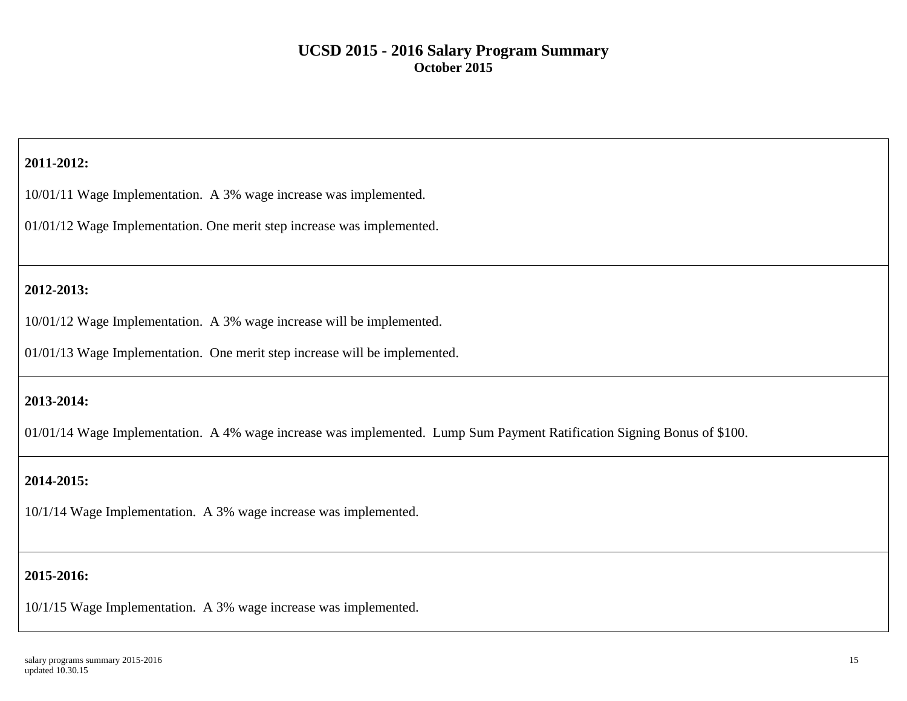# UCSD 2015 - 2016 Salary Program Summary

**October 2015**

**2011-2012:**

10/01/11 Wage Implementation. A 3% wage increase was implemented.

01/01/12 Wage Implementation. One merit step increase was implemented.

**2012-2013:**

10/01/12 Wage Implementation. A 3% wage increase will be implemented.

01/01/13 Wage Implementation. One merit step increase will be implemented.

**2013-2014:**

01/01/14 Wage Implementation. A 4% wage increase was implemented. Lump Sum Payment Ratification Signing Bonus of $100.

**2014-2015:**

10/1/14 Wage Implementation. A 3% wage increase was implemented.

**2015-2016:**

10/1/15 Wage Implementation. A 3% wage increase was implemented.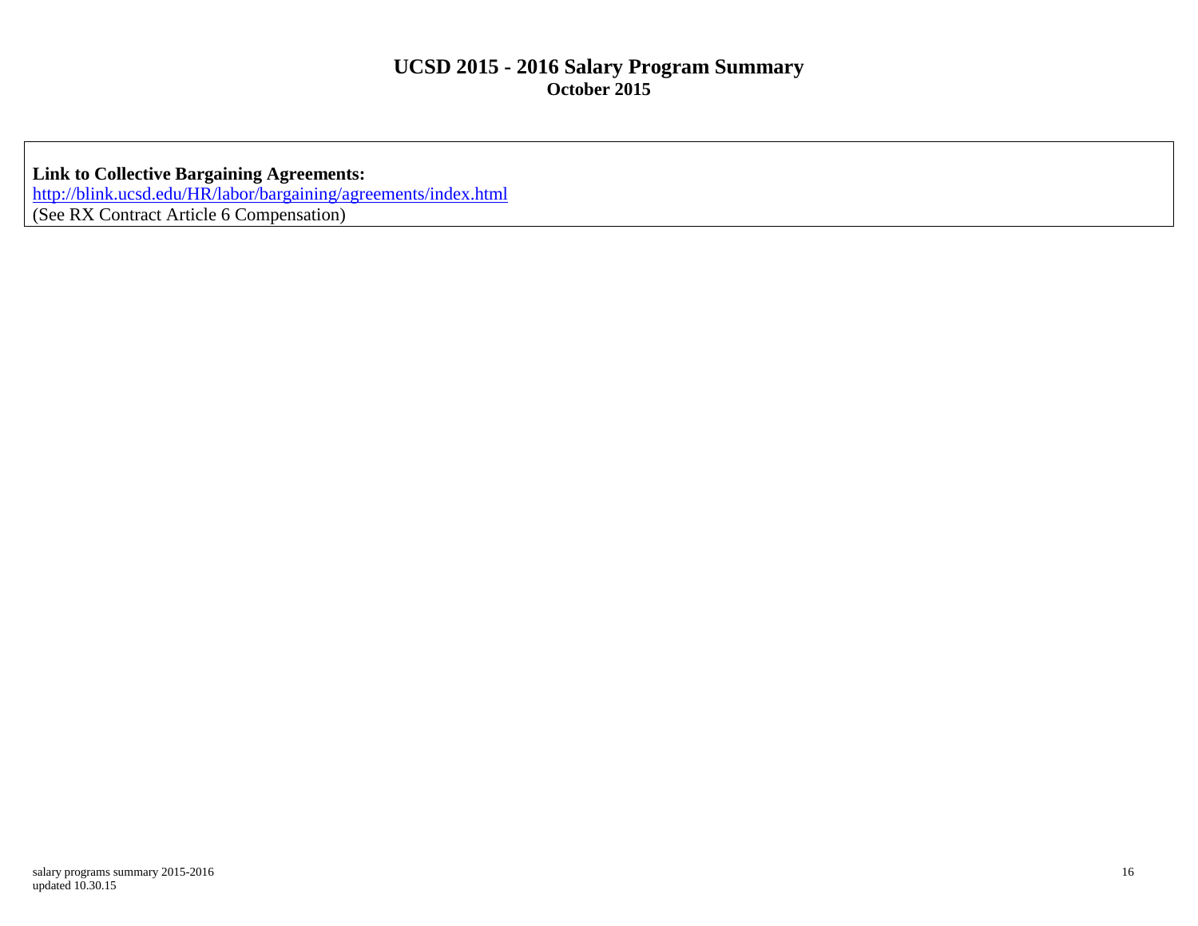**Link to Collective Bargaining Agreements:**
http://blink.ucsd.edu/HR/labor/bargaining/agreements/index.html
(See RX Contract Article 6 Compensation)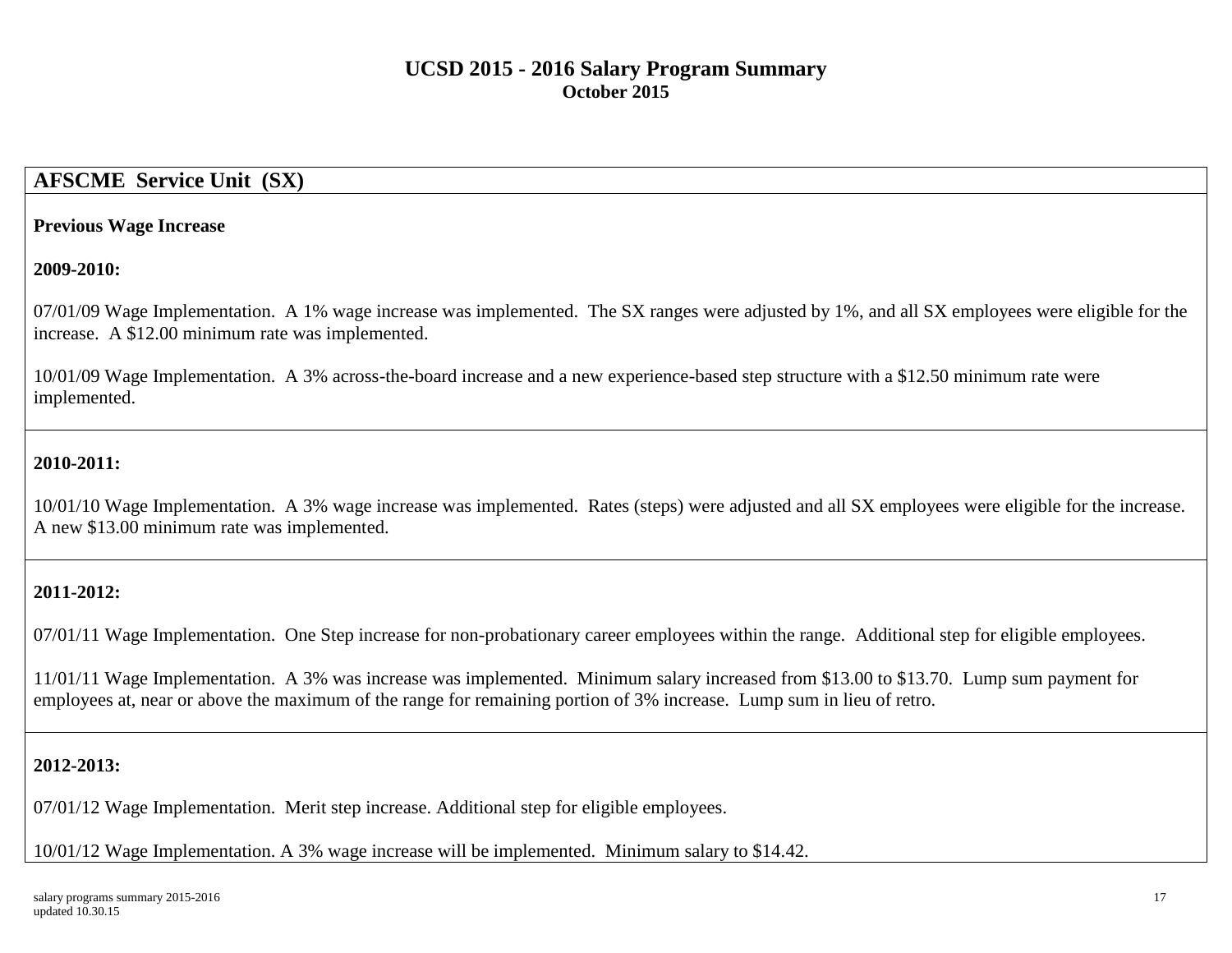# UCSD 2015 - 2016 Salary Program Summary

**October 2015**

## AFSCME Service Unit (SX)

**Previous Wage Increase**

**2009-2010:**

07/01/09 Wage Implementation. A 1% wage increase was implemented. The SX ranges were adjusted by 1%, and all SX employees were eligible for the increase. A $12.00 minimum rate was implemented.

10/01/09 Wage Implementation. A 3% across-the-board increase and a new experience-based step structure with a $12.50 minimum rate were implemented.

**2010-2011:**

10/01/10 Wage Implementation. A 3% wage increase was implemented. Rates (steps) were adjusted and all SX employees were eligible for the increase. A new $13.00 minimum rate was implemented.

**2011-2012:**

07/01/11 Wage Implementation. One Step increase for non-probationary career employees within the range. Additional step for eligible employees.

11/01/11 Wage Implementation. A 3% was increase was implemented. Minimum salary increased from $13.00 to $13.70. Lump sum payment for employees at, near or above the maximum of the range for remaining portion of 3% increase. Lump sum in lieu of retro.

**2012-2013:**

07/01/12 Wage Implementation. Merit step increase. Additional step for eligible employees.

10/01/12 Wage Implementation. A 3% wage increase will be implemented. Minimum salary to $14.42.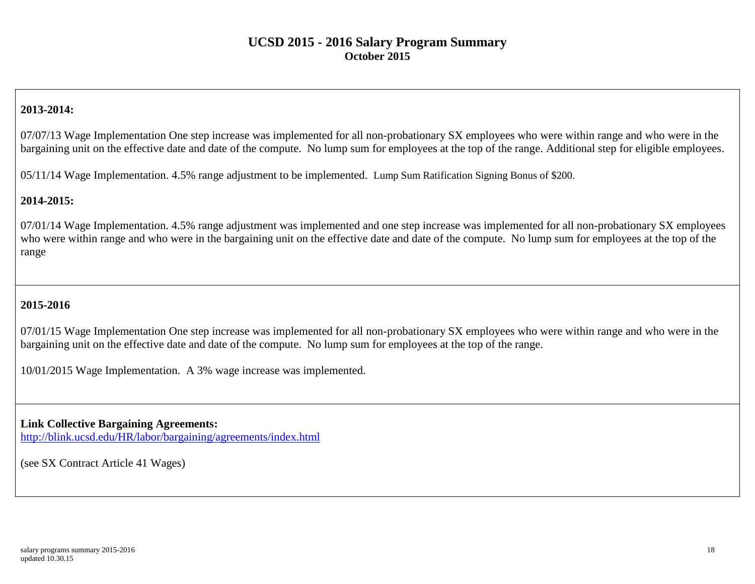# UCSD 2015 - 2016 Salary Program Summary
## October 2015

**2013-2014:**

07/07/13 Wage Implementation One step increase was implemented for all non-probationary SX employees who were within range and who were in the bargaining unit on the effective date and date of the compute. No lump sum for employees at the top of the range. Additional step for eligible employees.

05/11/14 Wage Implementation. 4.5% range adjustment to be implemented. Lump Sum Ratification Signing Bonus of $200.

**2014-2015:**

07/01/14 Wage Implementation. 4.5% range adjustment was implemented and one step increase was implemented for all non-probationary SX employees who were within range and who were in the bargaining unit on the effective date and date of the compute. No lump sum for employees at the top of the range

**2015-2016**

07/01/15 Wage Implementation One step increase was implemented for all non-probationary SX employees who were within range and who were in the bargaining unit on the effective date and date of the compute. No lump sum for employees at the top of the range.

10/01/2015 Wage Implementation. A 3% wage increase was implemented.

**Link Collective Bargaining Agreements:**
http://blink.ucsd.edu/HR/labor/bargaining/agreements/index.html

(see SX Contract Article 41 Wages)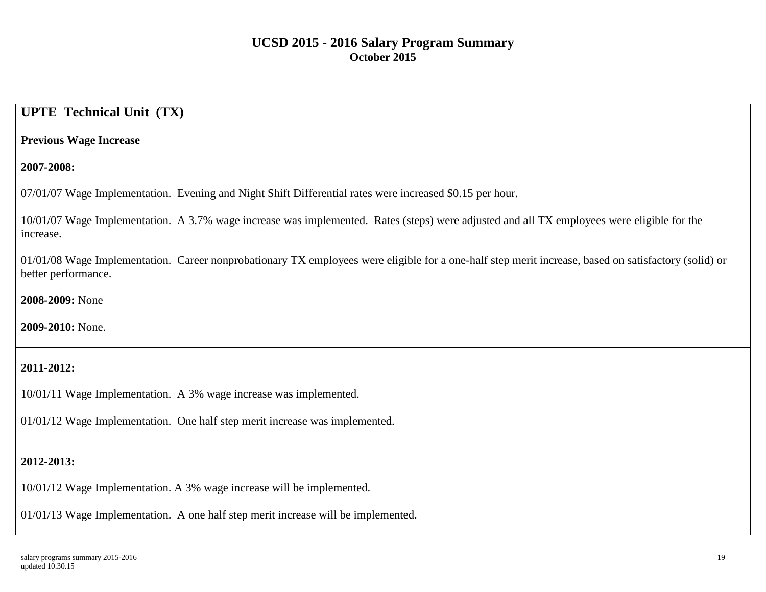# UCSD 2015 - 2016 Salary Program Summary

**October 2015**

## UPTE Technical Unit (TX)

**Previous Wage Increase**

**2007-2008:**

07/01/07 Wage Implementation. Evening and Night Shift Differential rates were increased $0.15 per hour.

10/01/07 Wage Implementation. A 3.7% wage increase was implemented. Rates (steps) were adjusted and all TX employees were eligible for the increase.

01/01/08 Wage Implementation. Career nonprobationary TX employees were eligible for a one-half step merit increase, based on satisfactory (solid) or better performance.

**2008-2009:** None

**2009-2010:** None.

**2011-2012:**

10/01/11 Wage Implementation. A 3% wage increase was implemented.

01/01/12 Wage Implementation. One half step merit increase was implemented.

**2012-2013:**

10/01/12 Wage Implementation. A 3% wage increase will be implemented.

01/01/13 Wage Implementation. A one half step merit increase will be implemented.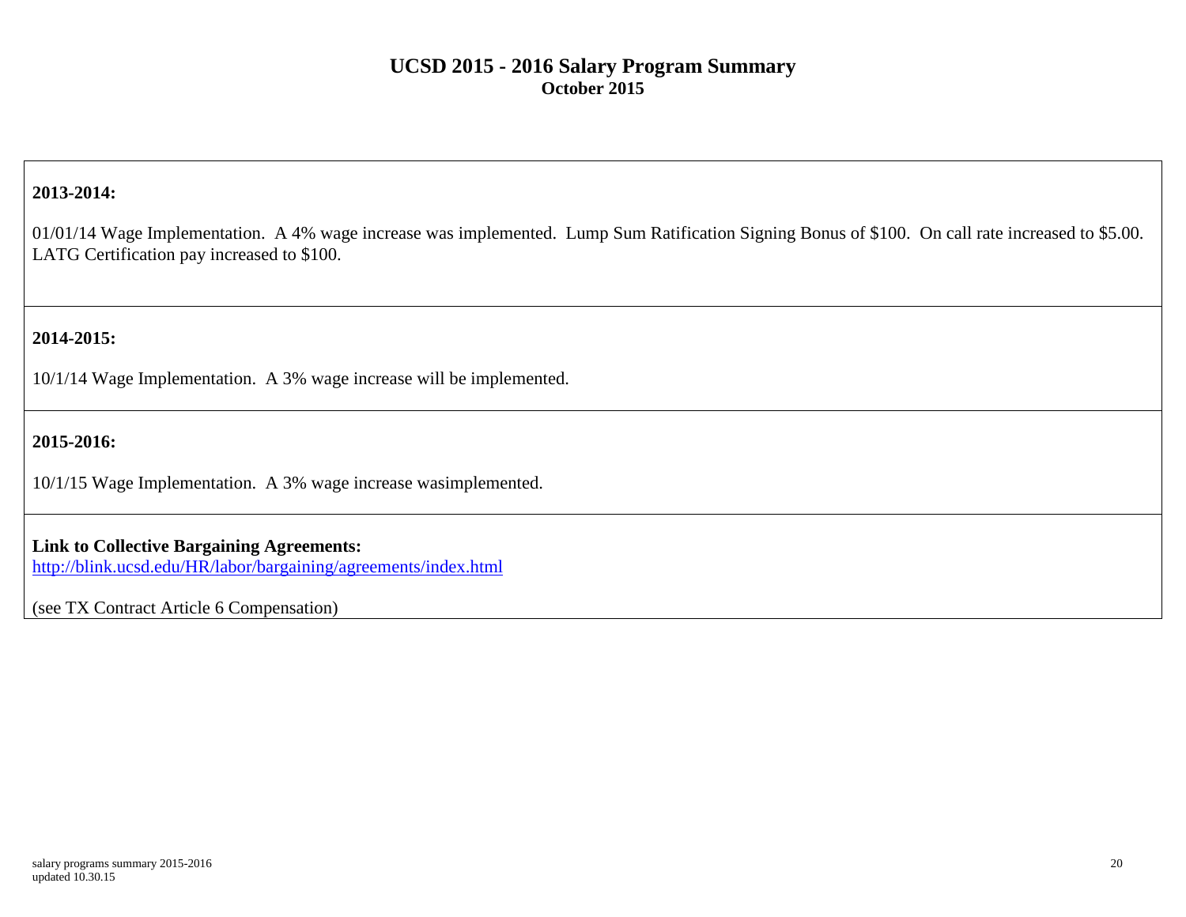# UCSD 2015 - 2016 Salary Program Summary

**October 2015**

**2013-2014:**

01/01/14 Wage Implementation. A 4% wage increase was implemented. Lump Sum Ratification Signing Bonus of $100. On call rate increased to $5.00. LATG Certification pay increased to $100.

**2014-2015:**

10/1/14 Wage Implementation. A 3% wage increase will be implemented.

**2015-2016:**

10/1/15 Wage Implementation. A 3% wage increase wasimplemented.

**Link to Collective Bargaining Agreements:**
http://blink.ucsd.edu/HR/labor/bargaining/agreements/index.html

(see TX Contract Article 6 Compensation)

salary programs summary 2015-2016
updated 10.30.15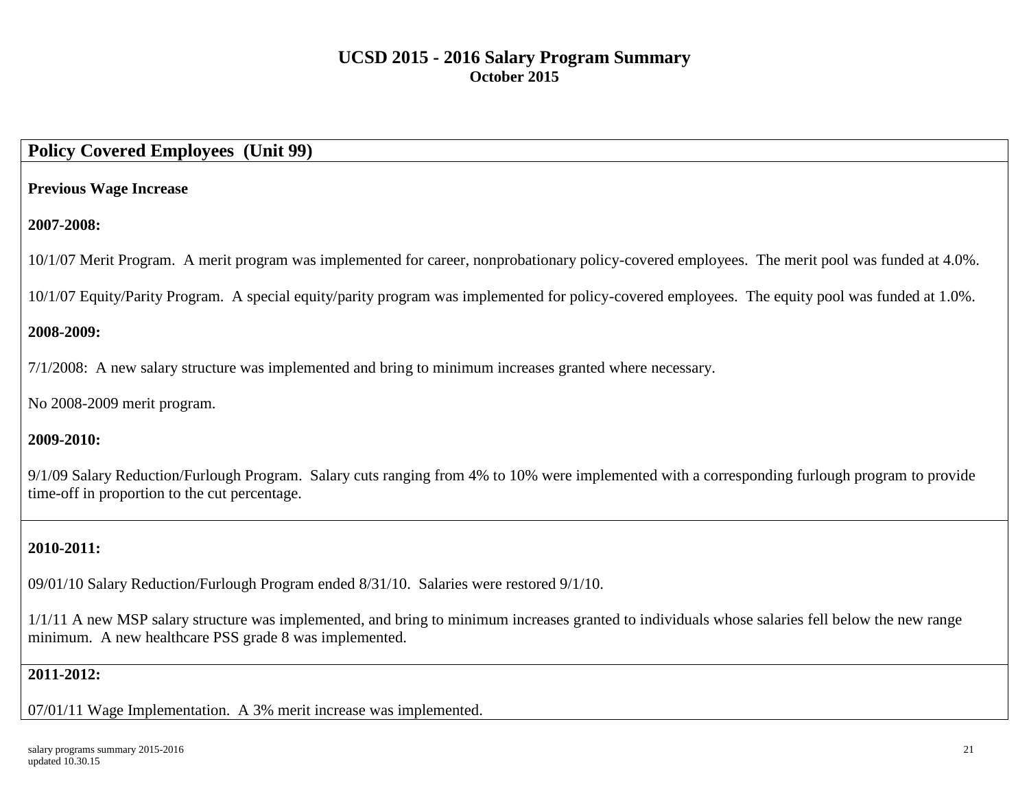# UCSD 2015 - 2016 Salary Program Summary

**October 2015**

## Policy Covered Employees (Unit 99)

**Previous Wage Increase**

**2007-2008:**

10/1/07 Merit Program. A merit program was implemented for career, nonprobationary policy-covered employees. The merit pool was funded at 4.0%.

10/1/07 Equity/Parity Program. A special equity/parity program was implemented for policy-covered employees. The equity pool was funded at 1.0%.

**2008-2009:**

7/1/2008: A new salary structure was implemented and bring to minimum increases granted where necessary.

No 2008-2009 merit program.

**2009-2010:**

9/1/09 Salary Reduction/Furlough Program. Salary cuts ranging from 4% to 10% were implemented with a corresponding furlough program to provide time-off in proportion to the cut percentage.

**2010-2011:**

09/01/10 Salary Reduction/Furlough Program ended 8/31/10. Salaries were restored 9/1/10.

1/1/11 A new MSP salary structure was implemented, and bring to minimum increases granted to individuals whose salaries fell below the new range minimum. A new healthcare PSS grade 8 was implemented.

**2011-2012:**

07/01/11 Wage Implementation. A 3% merit increase was implemented.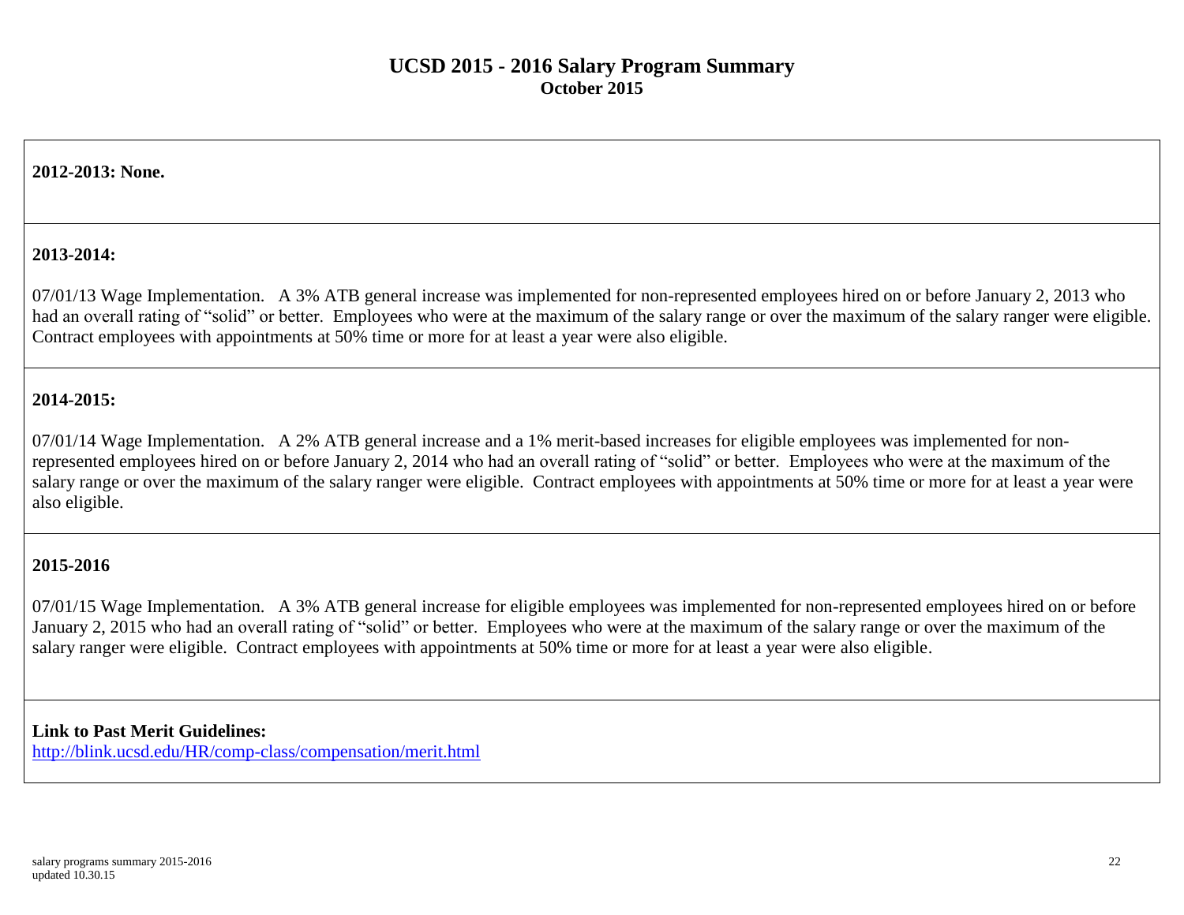# UCSD 2015 - 2016 Salary Program Summary

**October 2015**

**2012-2013: None.**

**2013-2014:**

07/01/13 Wage Implementation. A 3% ATB general increase was implemented for non-represented employees hired on or before January 2, 2013 who had an overall rating of "solid" or better. Employees who were at the maximum of the salary range or over the maximum of the salary ranger were eligible. Contract employees with appointments at 50% time or more for at least a year were also eligible.

**2014-2015:**

07/01/14 Wage Implementation. A 2% ATB general increase and a 1% merit-based increases for eligible employees was implemented for non-represented employees hired on or before January 2, 2014 who had an overall rating of "solid" or better. Employees who were at the maximum of the salary range or over the maximum of the salary ranger were eligible. Contract employees with appointments at 50% time or more for at least a year were also eligible.

**2015-2016**

07/01/15 Wage Implementation. A 3% ATB general increase for eligible employees was implemented for non-represented employees hired on or before January 2, 2015 who had an overall rating of "solid" or better. Employees who were at the maximum of the salary range or over the maximum of the salary ranger were eligible. Contract employees with appointments at 50% time or more for at least a year were also eligible.

**Link to Past Merit Guidelines:**
http://blink.ucsd.edu/HR/comp-class/compensation/merit.html

salary programs summary 2015-2016
updated 10.30.15